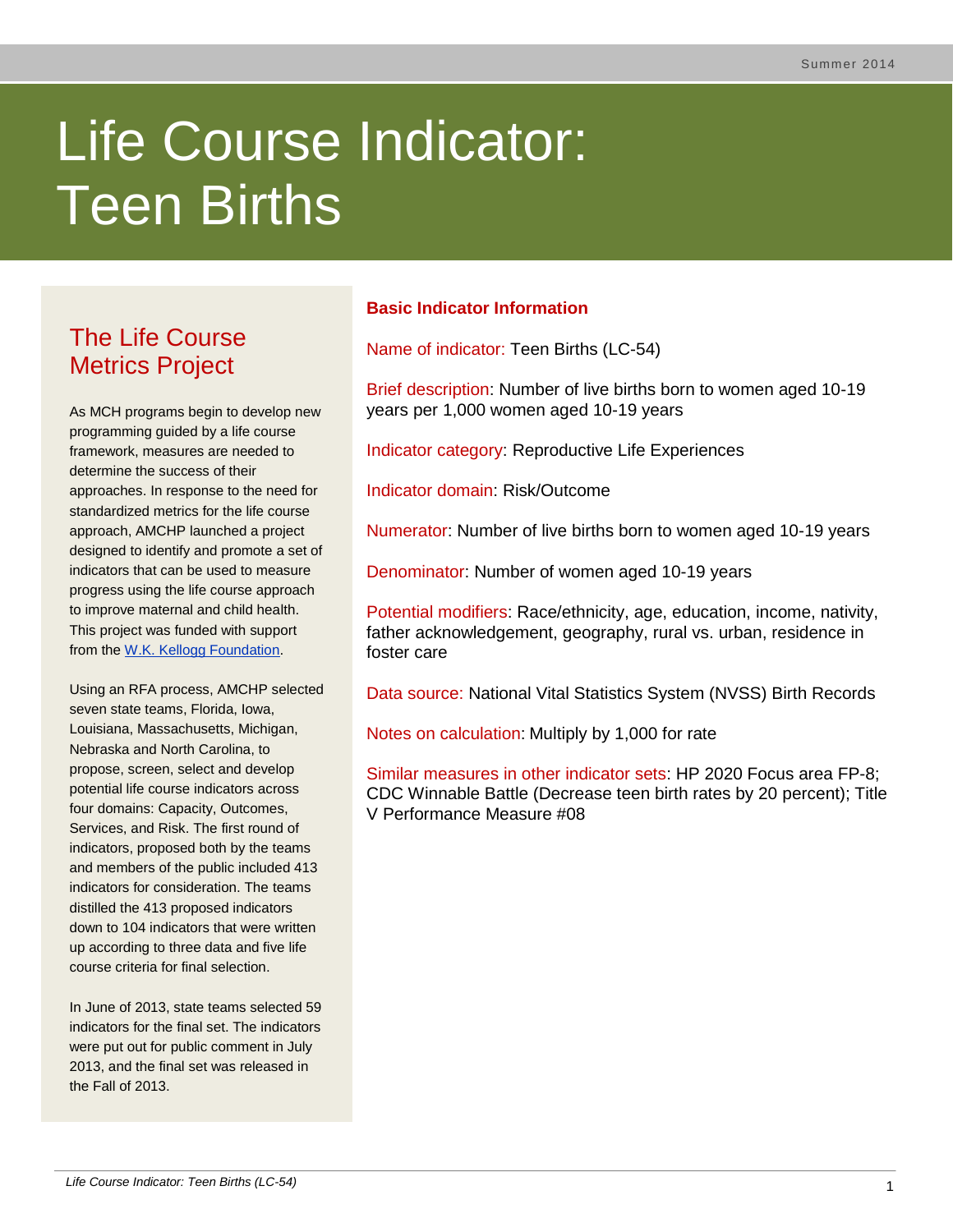Summer 2014

# Life Course Indicator: Teen Births

## The Life Course Metrics Project

As MCH programs begin to develop new programming guided by a life course framework, measures are needed to determine the success of their approaches. In response to the need for standardized metrics for the life course approach, AMCHP launched a project designed to identify and promote a set of indicators that can be used to measure progress using the life course approach to improve maternal and child health. This project was funded with support from the W.K. Kellogg Foundation.

Using an RFA process, AMCHP selected seven state teams, Florida, Iowa, Louisiana, Massachusetts, Michigan, Nebraska and North Carolina, to propose, screen, select and develop potential life course indicators across four domains: Capacity, Outcomes, Services, and Risk. The first round of indicators, proposed both by the teams and members of the public included 413 indicators for consideration. The teams distilled the 413 proposed indicators down to 104 indicators that were written up according to three data and five life course criteria for final selection.

In June of 2013, state teams selected 59 indicators for the final set. The indicators were put out for public comment in July 2013, and the final set was released in the Fall of 2013.

## Basic Indicator Information

Name of indicator: Teen Births (LC-54)

Brief description: Number of live births born to women aged 10-19 years per 1,000 women aged 10-19 years

Indicator category: Reproductive Life Experiences

Indicator domain: Risk/Outcome

Numerator: Number of live births born to women aged 10-19 years

Denominator: Number of women aged 10-19 years

Potential modifiers: Race/ethnicity, age, education, income, nativity, father acknowledgement, geography, rural vs. urban, residence in foster care

Data source: National Vital Statistics System (NVSS) Birth Records

Notes on calculation: Multiply by 1,000 for rate

Similar measures in other indicator sets: HP 2020 Focus area FP-8; CDC Winnable Battle (Decrease teen birth rates by 20 percent); Title V Performance Measure #08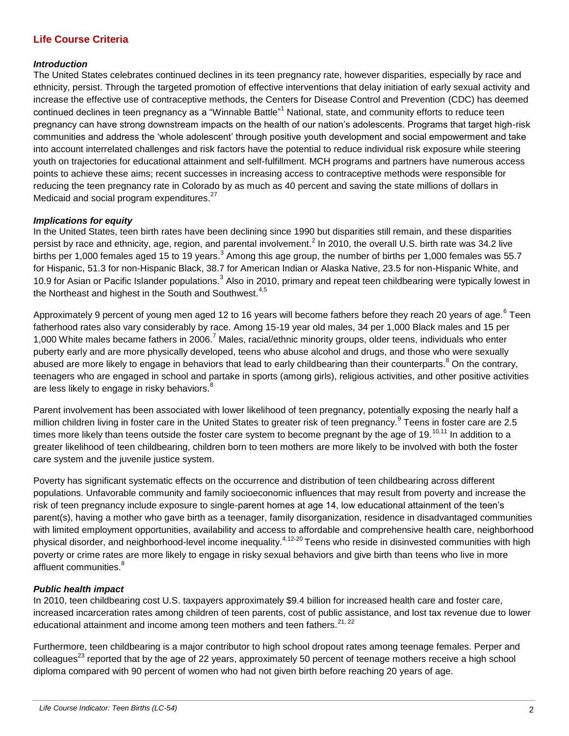## Life Course Criteria

### *Introduction*

The United States celebrates continued declines in its teen pregnancy rate, however disparities, especially by race and ethnicity, persist. Through the targeted promotion of effective interventions that delay initiation of early sexual activity and increase the effective use of contraceptive methods, the Centers for Disease Control and Prevention (CDC) has deemed continued declines in teen pregnancy as a "Winnable Battle"[1] National, state, and community efforts to reduce teen pregnancy can have strong downstream impacts on the health of our nation's adolescents. Programs that target high-risk communities and address the 'whole adolescent' through positive youth development and social empowerment and take into account interrelated challenges and risk factors have the potential to reduce individual risk exposure while steering youth on trajectories for educational attainment and self-fulfillment. MCH programs and partners have numerous access points to achieve these aims; recent successes in increasing access to contraceptive methods were responsible for reducing the teen pregnancy rate in Colorado by as much as 40 percent and saving the state millions of dollars in Medicaid and social program expenditures.[27]

### *Implications for equity*

In the United States, teen birth rates have been declining since 1990 but disparities still remain, and these disparities persist by race and ethnicity, age, region, and parental involvement.[2] In 2010, the overall U.S. birth rate was 34.2 live births per 1,000 females aged 15 to 19 years.[3] Among this age group, the number of births per 1,000 females was 55.7 for Hispanic, 51.3 for non-Hispanic Black, 38.7 for American Indian or Alaska Native, 23.5 for non-Hispanic White, and 10.9 for Asian or Pacific Islander populations.[3] Also in 2010, primary and repeat teen childbearing were typically lowest in the Northeast and highest in the South and Southwest.[4,5]

Approximately 9 percent of young men aged 12 to 16 years will become fathers before they reach 20 years of age.[6] Teen fatherhood rates also vary considerably by race. Among 15-19 year old males, 34 per 1,000 Black males and 15 per 1,000 White males became fathers in 2006.[7] Males, racial/ethnic minority groups, older teens, individuals who enter puberty early and are more physically developed, teens who abuse alcohol and drugs, and those who were sexually abused are more likely to engage in behaviors that lead to early childbearing than their counterparts.[8] On the contrary, teenagers who are engaged in school and partake in sports (among girls), religious activities, and other positive activities are less likely to engage in risky behaviors.[8]

Parent involvement has been associated with lower likelihood of teen pregnancy, potentially exposing the nearly half a million children living in foster care in the United States to greater risk of teen pregnancy.[9] Teens in foster care are 2.5 times more likely than teens outside the foster care system to become pregnant by the age of 19.[10,11] In addition to a greater likelihood of teen childbearing, children born to teen mothers are more likely to be involved with both the foster care system and the juvenile justice system.

Poverty has significant systematic effects on the occurrence and distribution of teen childbearing across different populations. Unfavorable community and family socioeconomic influences that may result from poverty and increase the risk of teen pregnancy include exposure to single-parent homes at age 14, low educational attainment of the teen's parent(s), having a mother who gave birth as a teenager, family disorganization, residence in disadvantaged communities with limited employment opportunities, availability and access to affordable and comprehensive health care, neighborhood physical disorder, and neighborhood-level income inequality.[4,12-20] Teens who reside in disinvested communities with high poverty or crime rates are more likely to engage in risky sexual behaviors and give birth than teens who live in more affluent communities.[8]

### *Public health impact*

In 2010, teen childbearing cost U.S. taxpayers approximately $9.4 billion for increased health care and foster care, increased incarceration rates among children of teen parents, cost of public assistance, and lost tax revenue due to lower educational attainment and income among teen mothers and teen fathers.[21, 22]

Furthermore, teen childbearing is a major contributor to high school dropout rates among teenage females. Perper and colleagues[23] reported that by the age of 22 years, approximately 50 percent of teenage mothers receive a high school diploma compared with 90 percent of women who had not given birth before reaching 20 years of age.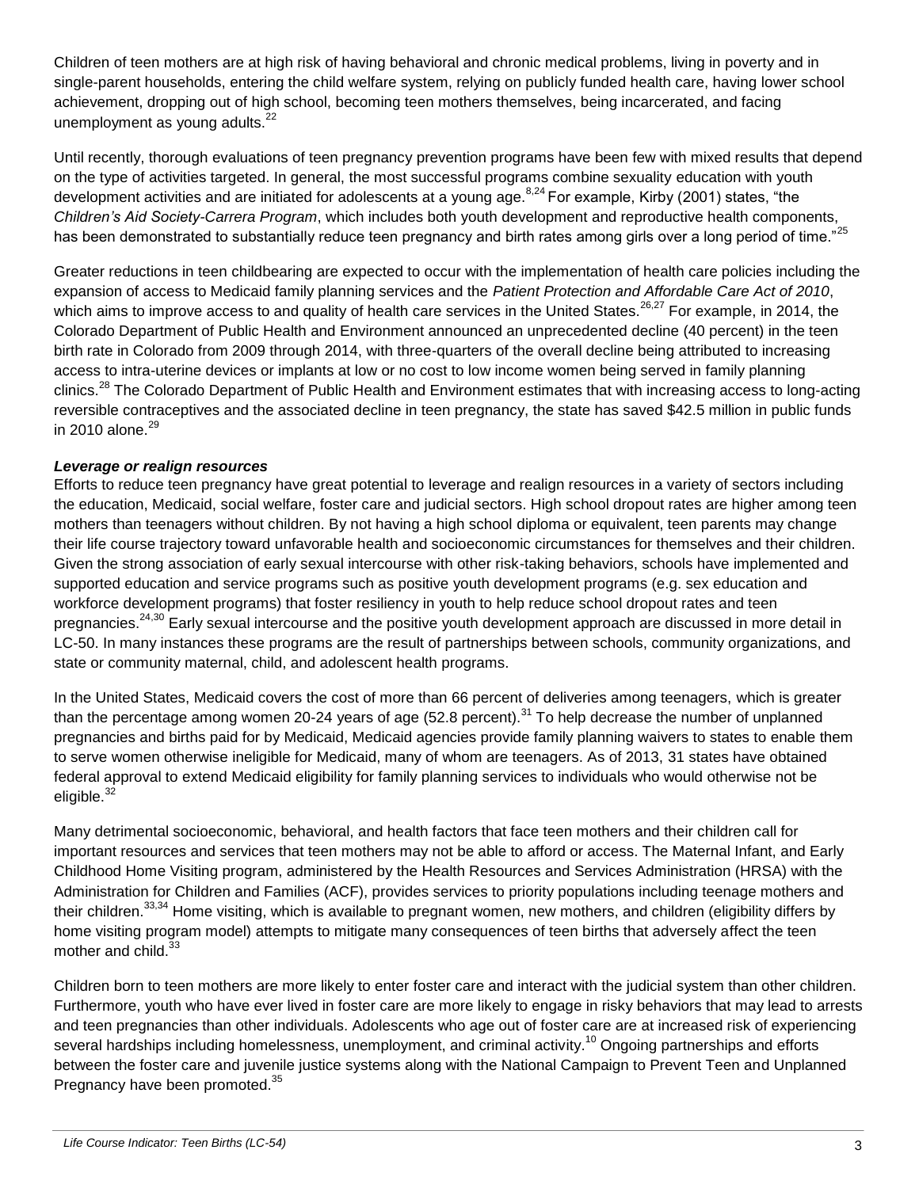Children of teen mothers are at high risk of having behavioral and chronic medical problems, living in poverty and in single-parent households, entering the child welfare system, relying on publicly funded health care, having lower school achievement, dropping out of high school, becoming teen mothers themselves, being incarcerated, and facing unemployment as young adults.[22]

Until recently, thorough evaluations of teen pregnancy prevention programs have been few with mixed results that depend on the type of activities targeted. In general, the most successful programs combine sexuality education with youth development activities and are initiated for adolescents at a young age.[8,24] For example, Kirby (2001) states, "the *Children's Aid Society-Carrera Program*, which includes both youth development and reproductive health components, has been demonstrated to substantially reduce teen pregnancy and birth rates among girls over a long period of time."[25]

Greater reductions in teen childbearing are expected to occur with the implementation of health care policies including the expansion of access to Medicaid family planning services and the *Patient Protection and Affordable Care Act of 2010*, which aims to improve access to and quality of health care services in the United States.[26,27] For example, in 2014, the Colorado Department of Public Health and Environment announced an unprecedented decline (40 percent) in the teen birth rate in Colorado from 2009 through 2014, with three-quarters of the overall decline being attributed to increasing access to intra-uterine devices or implants at low or no cost to low income women being served in family planning clinics.[28] The Colorado Department of Public Health and Environment estimates that with increasing access to long-acting reversible contraceptives and the associated decline in teen pregnancy, the state has saved $42.5 million in public funds in 2010 alone.[29]

***Leverage or realign resources***

Efforts to reduce teen pregnancy have great potential to leverage and realign resources in a variety of sectors including the education, Medicaid, social welfare, foster care and judicial sectors. High school dropout rates are higher among teen mothers than teenagers without children. By not having a high school diploma or equivalent, teen parents may change their life course trajectory toward unfavorable health and socioeconomic circumstances for themselves and their children. Given the strong association of early sexual intercourse with other risk-taking behaviors, schools have implemented and supported education and service programs such as positive youth development programs (e.g. sex education and workforce development programs) that foster resiliency in youth to help reduce school dropout rates and teen pregnancies.[24,30] Early sexual intercourse and the positive youth development approach are discussed in more detail in LC-50. In many instances these programs are the result of partnerships between schools, community organizations, and state or community maternal, child, and adolescent health programs.

In the United States, Medicaid covers the cost of more than 66 percent of deliveries among teenagers, which is greater than the percentage among women 20-24 years of age (52.8 percent).[31] To help decrease the number of unplanned pregnancies and births paid for by Medicaid, Medicaid agencies provide family planning waivers to states to enable them to serve women otherwise ineligible for Medicaid, many of whom are teenagers. As of 2013, 31 states have obtained federal approval to extend Medicaid eligibility for family planning services to individuals who would otherwise not be eligible.[32]

Many detrimental socioeconomic, behavioral, and health factors that face teen mothers and their children call for important resources and services that teen mothers may not be able to afford or access. The Maternal Infant, and Early Childhood Home Visiting program, administered by the Health Resources and Services Administration (HRSA) with the Administration for Children and Families (ACF), provides services to priority populations including teenage mothers and their children.[33,34] Home visiting, which is available to pregnant women, new mothers, and children (eligibility differs by home visiting program model) attempts to mitigate many consequences of teen births that adversely affect the teen mother and child.[33]

Children born to teen mothers are more likely to enter foster care and interact with the judicial system than other children. Furthermore, youth who have ever lived in foster care are more likely to engage in risky behaviors that may lead to arrests and teen pregnancies than other individuals. Adolescents who age out of foster care are at increased risk of experiencing several hardships including homelessness, unemployment, and criminal activity.[10] Ongoing partnerships and efforts between the foster care and juvenile justice systems along with the National Campaign to Prevent Teen and Unplanned Pregnancy have been promoted.[35]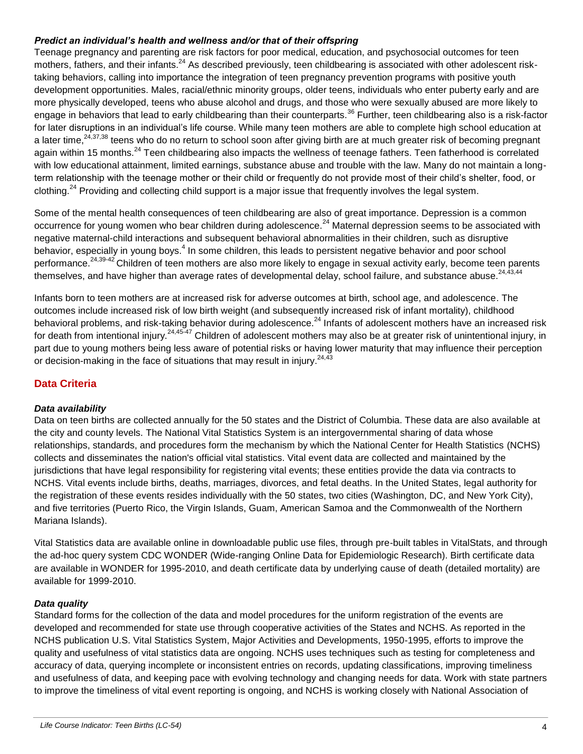### *Predict an individual's health and wellness and/or that of their offspring*

Teenage pregnancy and parenting are risk factors for poor medical, education, and psychosocial outcomes for teen mothers, fathers, and their infants.[24] As described previously, teen childbearing is associated with other adolescent risk-taking behaviors, calling into importance the integration of teen pregnancy prevention programs with positive youth development opportunities. Males, racial/ethnic minority groups, older teens, individuals who enter puberty early and are more physically developed, teens who abuse alcohol and drugs, and those who were sexually abused are more likely to engage in behaviors that lead to early childbearing than their counterparts.[36] Further, teen childbearing also is a risk-factor for later disruptions in an individual's life course. While many teen mothers are able to complete high school education at a later time,[24,37,38] teens who do no return to school soon after giving birth are at much greater risk of becoming pregnant again within 15 months.[24] Teen childbearing also impacts the wellness of teenage fathers. Teen fatherhood is correlated with low educational attainment, limited earnings, substance abuse and trouble with the law. Many do not maintain a long-term relationship with the teenage mother or their child or frequently do not provide most of their child's shelter, food, or clothing.[24] Providing and collecting child support is a major issue that frequently involves the legal system.

Some of the mental health consequences of teen childbearing are also of great importance. Depression is a common occurrence for young women who bear children during adolescence.[24] Maternal depression seems to be associated with negative maternal-child interactions and subsequent behavioral abnormalities in their children, such as disruptive behavior, especially in young boys.[4] In some children, this leads to persistent negative behavior and poor school performance.[24,39-42] Children of teen mothers are also more likely to engage in sexual activity early, become teen parents themselves, and have higher than average rates of developmental delay, school failure, and substance abuse.[24,43,44]

Infants born to teen mothers are at increased risk for adverse outcomes at birth, school age, and adolescence. The outcomes include increased risk of low birth weight (and subsequently increased risk of infant mortality), childhood behavioral problems, and risk-taking behavior during adolescence.[24] Infants of adolescent mothers have an increased risk for death from intentional injury.[24,45-47] Children of adolescent mothers may also be at greater risk of unintentional injury, in part due to young mothers being less aware of potential risks or having lower maturity that may influence their perception or decision-making in the face of situations that may result in injury.[24,43]

## Data Criteria

### *Data availability*

Data on teen births are collected annually for the 50 states and the District of Columbia. These data are also available at the city and county levels. The National Vital Statistics System is an intergovernmental sharing of data whose relationships, standards, and procedures form the mechanism by which the National Center for Health Statistics (NCHS) collects and disseminates the nation's official vital statistics. Vital event data are collected and maintained by the jurisdictions that have legal responsibility for registering vital events; these entities provide the data via contracts to NCHS. Vital events include births, deaths, marriages, divorces, and fetal deaths. In the United States, legal authority for the registration of these events resides individually with the 50 states, two cities (Washington, DC, and New York City), and five territories (Puerto Rico, the Virgin Islands, Guam, American Samoa and the Commonwealth of the Northern Mariana Islands).

Vital Statistics data are available online in downloadable public use files, through pre-built tables in VitalStats, and through the ad-hoc query system CDC WONDER (Wide-ranging Online Data for Epidemiologic Research). Birth certificate data are available in WONDER for 1995-2010, and death certificate data by underlying cause of death (detailed mortality) are available for 1999-2010.

### *Data quality*

Standard forms for the collection of the data and model procedures for the uniform registration of the events are developed and recommended for state use through cooperative activities of the States and NCHS. As reported in the NCHS publication U.S. Vital Statistics System, Major Activities and Developments, 1950-1995, efforts to improve the quality and usefulness of vital statistics data are ongoing. NCHS uses techniques such as testing for completeness and accuracy of data, querying incomplete or inconsistent entries on records, updating classifications, improving timeliness and usefulness of data, and keeping pace with evolving technology and changing needs for data. Work with state partners to improve the timeliness of vital event reporting is ongoing, and NCHS is working closely with National Association of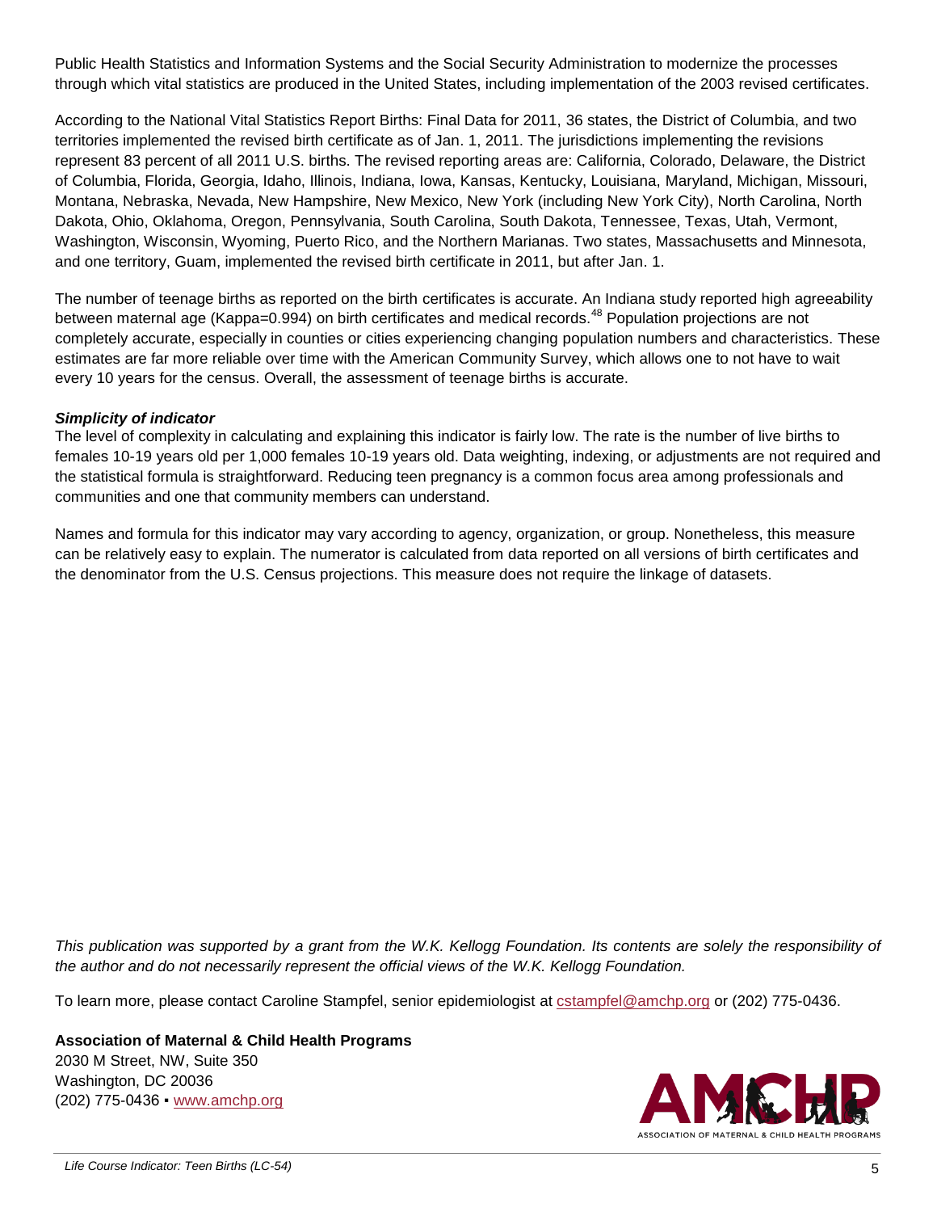Public Health Statistics and Information Systems and the Social Security Administration to modernize the processes through which vital statistics are produced in the United States, including implementation of the 2003 revised certificates.

According to the National Vital Statistics Report Births: Final Data for 2011, 36 states, the District of Columbia, and two territories implemented the revised birth certificate as of Jan. 1, 2011. The jurisdictions implementing the revisions represent 83 percent of all 2011 U.S. births. The revised reporting areas are: California, Colorado, Delaware, the District of Columbia, Florida, Georgia, Idaho, Illinois, Indiana, Iowa, Kansas, Kentucky, Louisiana, Maryland, Michigan, Missouri, Montana, Nebraska, Nevada, New Hampshire, New Mexico, New York (including New York City), North Carolina, North Dakota, Ohio, Oklahoma, Oregon, Pennsylvania, South Carolina, South Dakota, Tennessee, Texas, Utah, Vermont, Washington, Wisconsin, Wyoming, Puerto Rico, and the Northern Marianas. Two states, Massachusetts and Minnesota, and one territory, Guam, implemented the revised birth certificate in 2011, but after Jan. 1.

The number of teenage births as reported on the birth certificates is accurate. An Indiana study reported high agreeability between maternal age (Kappa=0.994) on birth certificates and medical records.[48] Population projections are not completely accurate, especially in counties or cities experiencing changing population numbers and characteristics. These estimates are far more reliable over time with the American Community Survey, which allows one to not have to wait every 10 years for the census. Overall, the assessment of teenage births is accurate.

***Simplicity of indicator***

The level of complexity in calculating and explaining this indicator is fairly low. The rate is the number of live births to females 10-19 years old per 1,000 females 10-19 years old. Data weighting, indexing, or adjustments are not required and the statistical formula is straightforward. Reducing teen pregnancy is a common focus area among professionals and communities and one that community members can understand.

Names and formula for this indicator may vary according to agency, organization, or group. Nonetheless, this measure can be relatively easy to explain. The numerator is calculated from data reported on all versions of birth certificates and the denominator from the U.S. Census projections. This measure does not require the linkage of datasets.

*This publication was supported by a grant from the W.K. Kellogg Foundation. Its contents are solely the responsibility of the author and do not necessarily represent the official views of the W.K. Kellogg Foundation.*

To learn more, please contact Caroline Stampfel, senior epidemiologist at cstampfel@amchp.org or (202) 775-0436.

**Association of Maternal & Child Health Programs**
2030 M Street, NW, Suite 350
Washington, DC 20036
(202) 775-0436 ▪ www.amchp.org

AMCHP
ASSOCIATION OF MATERNAL & CHILD HEALTH PROGRAMS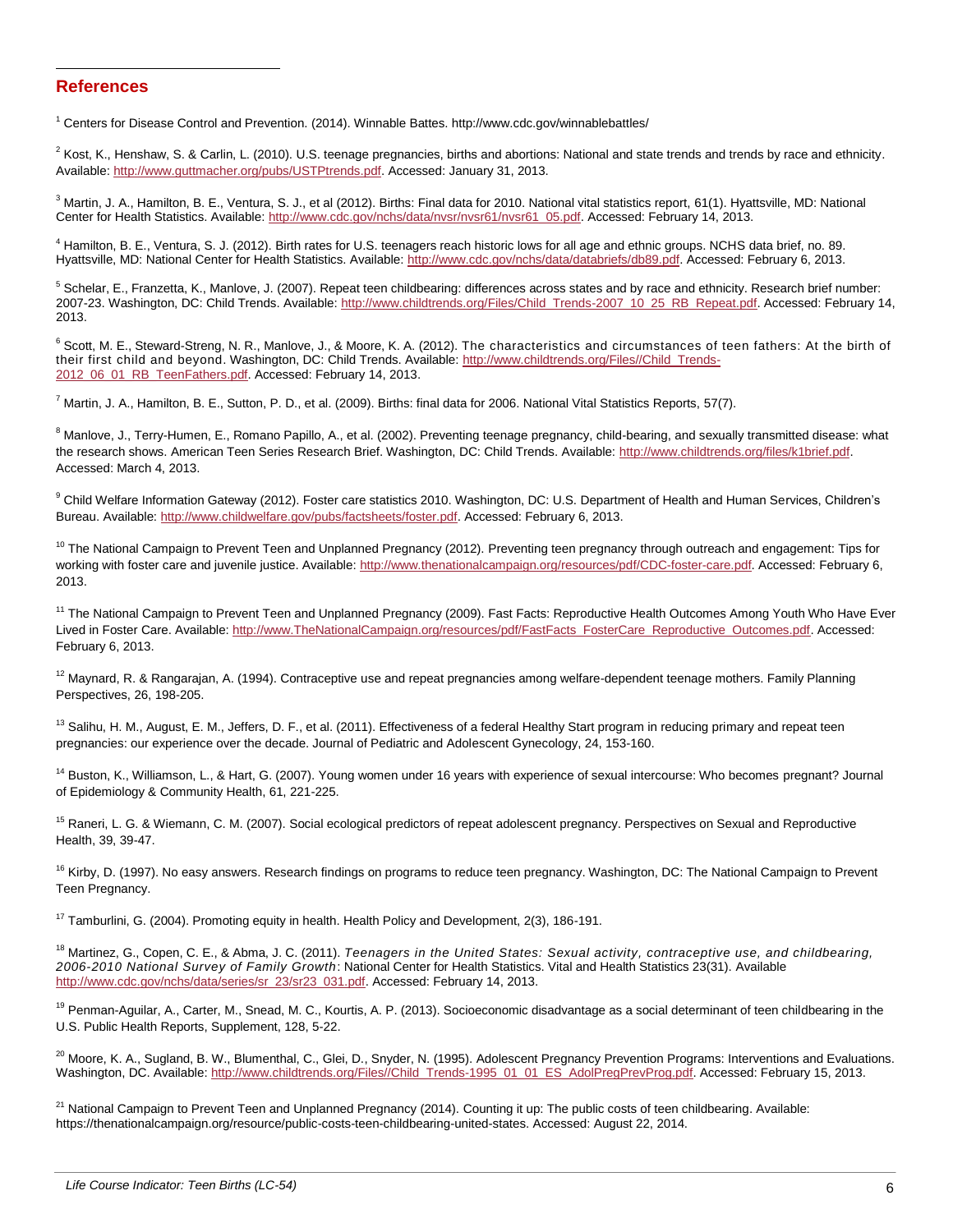## References

[1] Centers for Disease Control and Prevention. (2014). Winnable Battes. http://www.cdc.gov/winnablebattles/

[2] Kost, K., Henshaw, S. & Carlin, L. (2010). U.S. teenage pregnancies, births and abortions: National and state trends and trends by race and ethnicity. Available: http://www.guttmacher.org/pubs/USTPtrends.pdf. Accessed: January 31, 2013.

[3] Martin, J. A., Hamilton, B. E., Ventura, S. J., et al (2012). Births: Final data for 2010. National vital statistics report, 61(1). Hyattsville, MD: National Center for Health Statistics. Available: http://www.cdc.gov/nchs/data/nvsr/nvsr61/nvsr61_05.pdf. Accessed: February 14, 2013.

[4] Hamilton, B. E., Ventura, S. J. (2012). Birth rates for U.S. teenagers reach historic lows for all age and ethnic groups. NCHS data brief, no. 89. Hyattsville, MD: National Center for Health Statistics. Available: http://www.cdc.gov/nchs/data/databriefs/db89.pdf. Accessed: February 6, 2013.

[5] Schelar, E., Franzetta, K., Manlove, J. (2007). Repeat teen childbearing: differences across states and by race and ethnicity. Research brief number: 2007-23. Washington, DC: Child Trends. Available: http://www.childtrends.org/Files/Child_Trends-2007_10_25_RB_Repeat.pdf. Accessed: February 14, 2013.

[6] Scott, M. E., Steward-Streng, N. R., Manlove, J., & Moore, K. A. (2012). The characteristics and circumstances of teen fathers: At the birth of their first child and beyond. Washington, DC: Child Trends. Available: http://www.childtrends.org/Files//Child_Trends-2012_06_01_RB_TeenFathers.pdf. Accessed: February 14, 2013.

[7] Martin, J. A., Hamilton, B. E., Sutton, P. D., et al. (2009). Births: final data for 2006. National Vital Statistics Reports, 57(7).

[8] Manlove, J., Terry-Humen, E., Romano Papillo, A., et al. (2002). Preventing teenage pregnancy, child-bearing, and sexually transmitted disease: what the research shows. American Teen Series Research Brief. Washington, DC: Child Trends. Available: http://www.childtrends.org/files/k1brief.pdf. Accessed: March 4, 2013.

[9] Child Welfare Information Gateway (2012). Foster care statistics 2010. Washington, DC: U.S. Department of Health and Human Services, Children's Bureau. Available: http://www.childwelfare.gov/pubs/factsheets/foster.pdf. Accessed: February 6, 2013.

[10] The National Campaign to Prevent Teen and Unplanned Pregnancy (2012). Preventing teen pregnancy through outreach and engagement: Tips for working with foster care and juvenile justice. Available: http://www.thenationalcampaign.org/resources/pdf/CDC-foster-care.pdf. Accessed: February 6, 2013.

[11] The National Campaign to Prevent Teen and Unplanned Pregnancy (2009). Fast Facts: Reproductive Health Outcomes Among Youth Who Have Ever Lived in Foster Care. Available: http://www.TheNationalCampaign.org/resources/pdf/FastFacts_FosterCare_Reproductive_Outcomes.pdf. Accessed: February 6, 2013.

[12] Maynard, R. & Rangarajan, A. (1994). Contraceptive use and repeat pregnancies among welfare-dependent teenage mothers. Family Planning Perspectives, 26, 198-205.

[13] Salihu, H. M., August, E. M., Jeffers, D. F., et al. (2011). Effectiveness of a federal Healthy Start program in reducing primary and repeat teen pregnancies: our experience over the decade. Journal of Pediatric and Adolescent Gynecology, 24, 153-160.

[14] Buston, K., Williamson, L., & Hart, G. (2007). Young women under 16 years with experience of sexual intercourse: Who becomes pregnant? Journal of Epidemiology & Community Health, 61, 221-225.

[15] Raneri, L. G. & Wiemann, C. M. (2007). Social ecological predictors of repeat adolescent pregnancy. Perspectives on Sexual and Reproductive Health, 39, 39-47.

[16] Kirby, D. (1997). No easy answers. Research findings on programs to reduce teen pregnancy. Washington, DC: The National Campaign to Prevent Teen Pregnancy.

[17] Tamburlini, G. (2004). Promoting equity in health. Health Policy and Development, 2(3), 186-191.

[18] Martinez, G., Copen, C. E., & Abma, J. C. (2011). *Teenagers in the United States: Sexual activity, contraceptive use, and childbearing, 2006-2010 National Survey of Family Growth*: National Center for Health Statistics. Vital and Health Statistics 23(31). Available http://www.cdc.gov/nchs/data/series/sr_23/sr23_031.pdf. Accessed: February 14, 2013.

[19] Penman-Aguilar, A., Carter, M., Snead, M. C., Kourtis, A. P. (2013). Socioeconomic disadvantage as a social determinant of teen childbearing in the U.S. Public Health Reports, Supplement, 128, 5-22.

[20] Moore, K. A., Sugland, B. W., Blumenthal, C., Glei, D., Snyder, N. (1995). Adolescent Pregnancy Prevention Programs: Interventions and Evaluations. Washington, DC. Available: http://www.childtrends.org/Files//Child_Trends-1995_01_01_ES_AdolPregPrevProg.pdf. Accessed: February 15, 2013.

[21] National Campaign to Prevent Teen and Unplanned Pregnancy (2014). Counting it up: The public costs of teen childbearing. Available: https://thenationalcampaign.org/resource/public-costs-teen-childbearing-united-states. Accessed: August 22, 2014.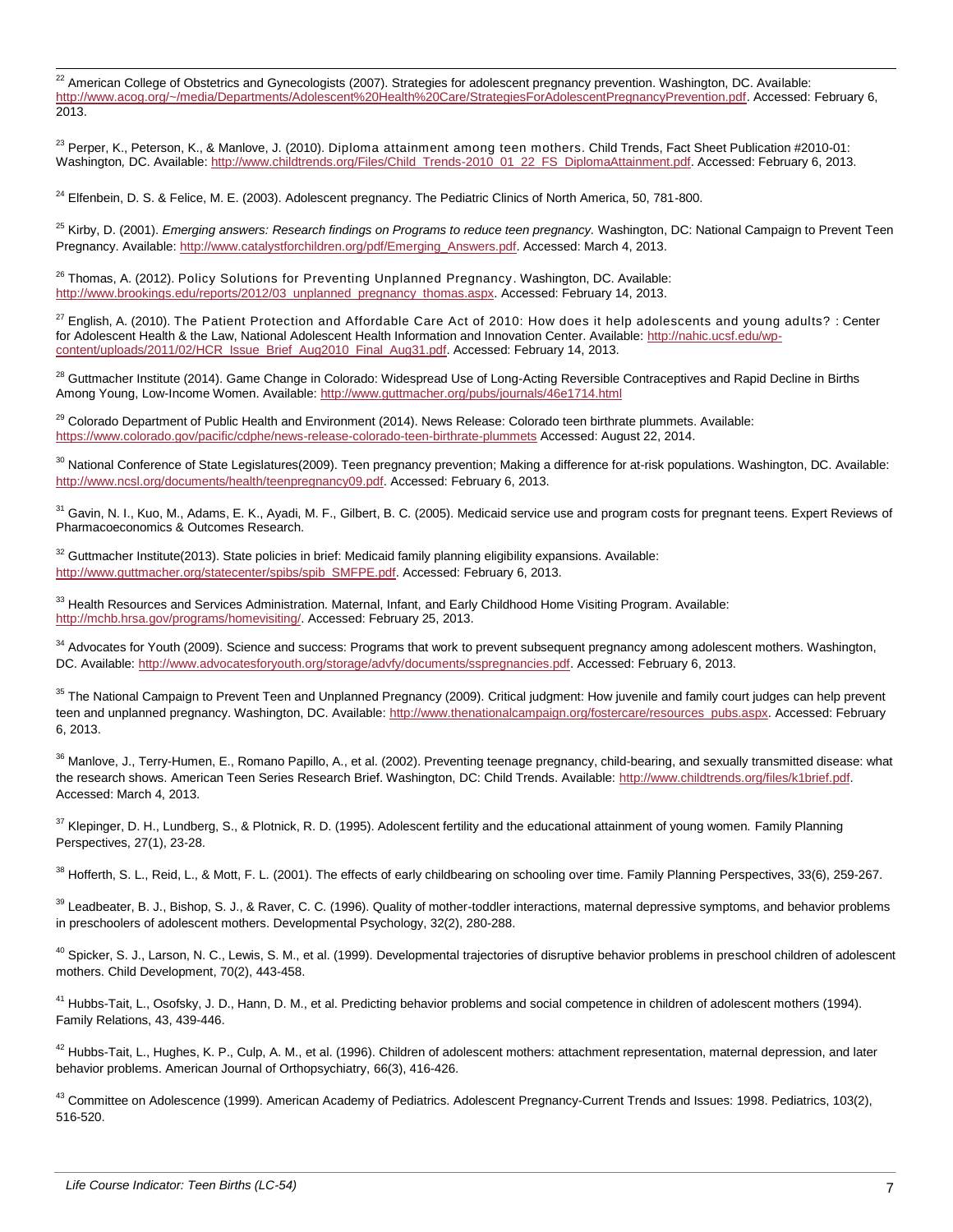[22] American College of Obstetrics and Gynecologists (2007). Strategies for adolescent pregnancy prevention. Washington, DC. Available: http://www.acog.org/~/media/Departments/Adolescent%20Health%20Care/StrategiesForAdolescentPregnancyPrevention.pdf. Accessed: February 6, 2013.

[23] Perper, K., Peterson, K., & Manlove, J. (2010). Diploma attainment among teen mothers. Child Trends, Fact Sheet Publication #2010-01: Washington, DC. Available: http://www.childtrends.org/Files/Child_Trends-2010_01_22_FS_DiplomaAttainment.pdf. Accessed: February 6, 2013.

[24] Elfenbein, D. S. & Felice, M. E. (2003). Adolescent pregnancy. The Pediatric Clinics of North America, 50, 781-800.

[25] Kirby, D. (2001). *Emerging answers: Research findings on Programs to reduce teen pregnancy.* Washington, DC: National Campaign to Prevent Teen Pregnancy. Available: http://www.catalystforchildren.org/pdf/Emerging_Answers.pdf. Accessed: March 4, 2013.

[26] Thomas, A. (2012). Policy Solutions for Preventing Unplanned Pregnancy. Washington, DC. Available: http://www.brookings.edu/reports/2012/03_unplanned_pregnancy_thomas.aspx. Accessed: February 14, 2013.

[27] English, A. (2010). The Patient Protection and Affordable Care Act of 2010: How does it help adolescents and young adults? : Center for Adolescent Health & the Law, National Adolescent Health Information and Innovation Center. Available: http://nahic.ucsf.edu/wp-content/uploads/2011/02/HCR_Issue_Brief_Aug2010_Final_Aug31.pdf. Accessed: February 14, 2013.

[28] Guttmacher Institute (2014). Game Change in Colorado: Widespread Use of Long-Acting Reversible Contraceptives and Rapid Decline in Births Among Young, Low-Income Women. Available: http://www.guttmacher.org/pubs/journals/46e1714.html

[29] Colorado Department of Public Health and Environment (2014). News Release: Colorado teen birthrate plummets. Available: https://www.colorado.gov/pacific/cdphe/news-release-colorado-teen-birthrate-plummets Accessed: August 22, 2014.

[30] National Conference of State Legislatures(2009). Teen pregnancy prevention; Making a difference for at-risk populations. Washington, DC. Available: http://www.ncsl.org/documents/health/teenpregnancy09.pdf. Accessed: February 6, 2013.

[31] Gavin, N. I., Kuo, M., Adams, E. K., Ayadi, M. F., Gilbert, B. C. (2005). Medicaid service use and program costs for pregnant teens. Expert Reviews of Pharmacoeconomics & Outcomes Research.

[32] Guttmacher Institute(2013). State policies in brief: Medicaid family planning eligibility expansions. Available: http://www.guttmacher.org/statecenter/spibs/spib_SMFPE.pdf. Accessed: February 6, 2013.

[33] Health Resources and Services Administration. Maternal, Infant, and Early Childhood Home Visiting Program. Available: http://mchb.hrsa.gov/programs/homevisiting/. Accessed: February 25, 2013.

[34] Advocates for Youth (2009). Science and success: Programs that work to prevent subsequent pregnancy among adolescent mothers. Washington, DC. Available: http://www.advocatesforyouth.org/storage/advfy/documents/sspregnancies.pdf. Accessed: February 6, 2013.

[35] The National Campaign to Prevent Teen and Unplanned Pregnancy (2009). Critical judgment: How juvenile and family court judges can help prevent teen and unplanned pregnancy. Washington, DC. Available: http://www.thenationalcampaign.org/fostercare/resources_pubs.aspx. Accessed: February 6, 2013.

[36] Manlove, J., Terry-Humen, E., Romano Papillo, A., et al. (2002). Preventing teenage pregnancy, child-bearing, and sexually transmitted disease: what the research shows. American Teen Series Research Brief. Washington, DC: Child Trends. Available: http://www.childtrends.org/files/k1brief.pdf. Accessed: March 4, 2013.

[37] Klepinger, D. H., Lundberg, S., & Plotnick, R. D. (1995). Adolescent fertility and the educational attainment of young women. Family Planning Perspectives, 27(1), 23-28.

[38] Hofferth, S. L., Reid, L., & Mott, F. L. (2001). The effects of early childbearing on schooling over time. Family Planning Perspectives, 33(6), 259-267.

[39] Leadbeater, B. J., Bishop, S. J., & Raver, C. C. (1996). Quality of mother-toddler interactions, maternal depressive symptoms, and behavior problems in preschoolers of adolescent mothers. Developmental Psychology, 32(2), 280-288.

[40] Spicker, S. J., Larson, N. C., Lewis, S. M., et al. (1999). Developmental trajectories of disruptive behavior problems in preschool children of adolescent mothers. Child Development, 70(2), 443-458.

[41] Hubbs-Tait, L., Osofsky, J. D., Hann, D. M., et al. Predicting behavior problems and social competence in children of adolescent mothers (1994). Family Relations, 43, 439-446.

[42] Hubbs-Tait, L., Hughes, K. P., Culp, A. M., et al. (1996). Children of adolescent mothers: attachment representation, maternal depression, and later behavior problems. American Journal of Orthopsychiatry, 66(3), 416-426.

[43] Committee on Adolescence (1999). American Academy of Pediatrics. Adolescent Pregnancy-Current Trends and Issues: 1998. Pediatrics, 103(2), 516-520.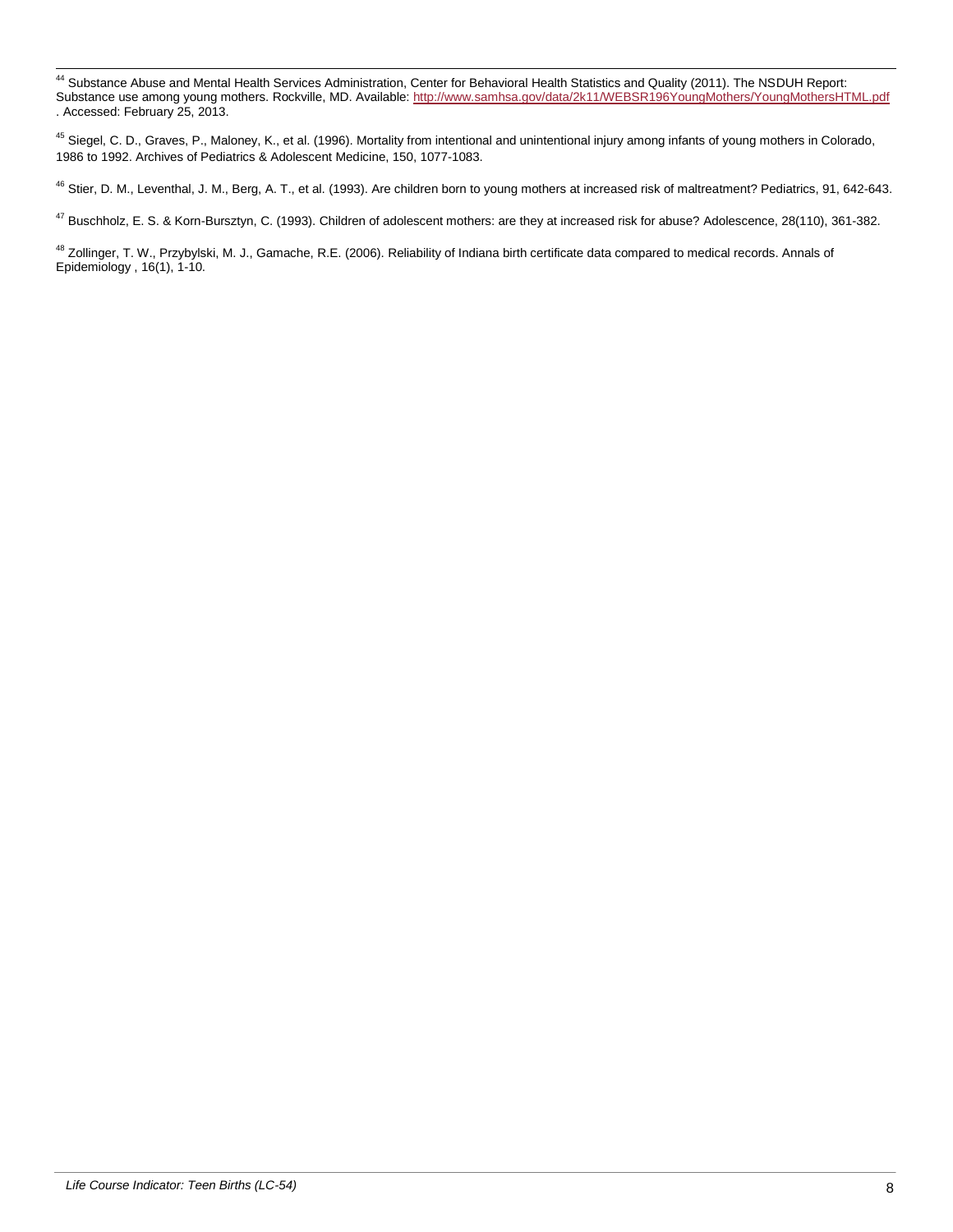[44] Substance Abuse and Mental Health Services Administration, Center for Behavioral Health Statistics and Quality (2011). The NSDUH Report: Substance use among young mothers. Rockville, MD. Available: http://www.samhsa.gov/data/2k11/WEBSR196YoungMothers/YoungMothersHTML.pdf . Accessed: February 25, 2013.

[45] Siegel, C. D., Graves, P., Maloney, K., et al. (1996). Mortality from intentional and unintentional injury among infants of young mothers in Colorado, 1986 to 1992. Archives of Pediatrics & Adolescent Medicine, 150, 1077-1083.

[46] Stier, D. M., Leventhal, J. M., Berg, A. T., et al. (1993). Are children born to young mothers at increased risk of maltreatment? Pediatrics, 91, 642-643.

[47] Buschholz, E. S. & Korn-Bursztyn, C. (1993). Children of adolescent mothers: are they at increased risk for abuse? Adolescence, 28(110), 361-382.

[48] Zollinger, T. W., Przybylski, M. J., Gamache, R.E. (2006). Reliability of Indiana birth certificate data compared to medical records. Annals of Epidemiology , 16(1), 1-10.